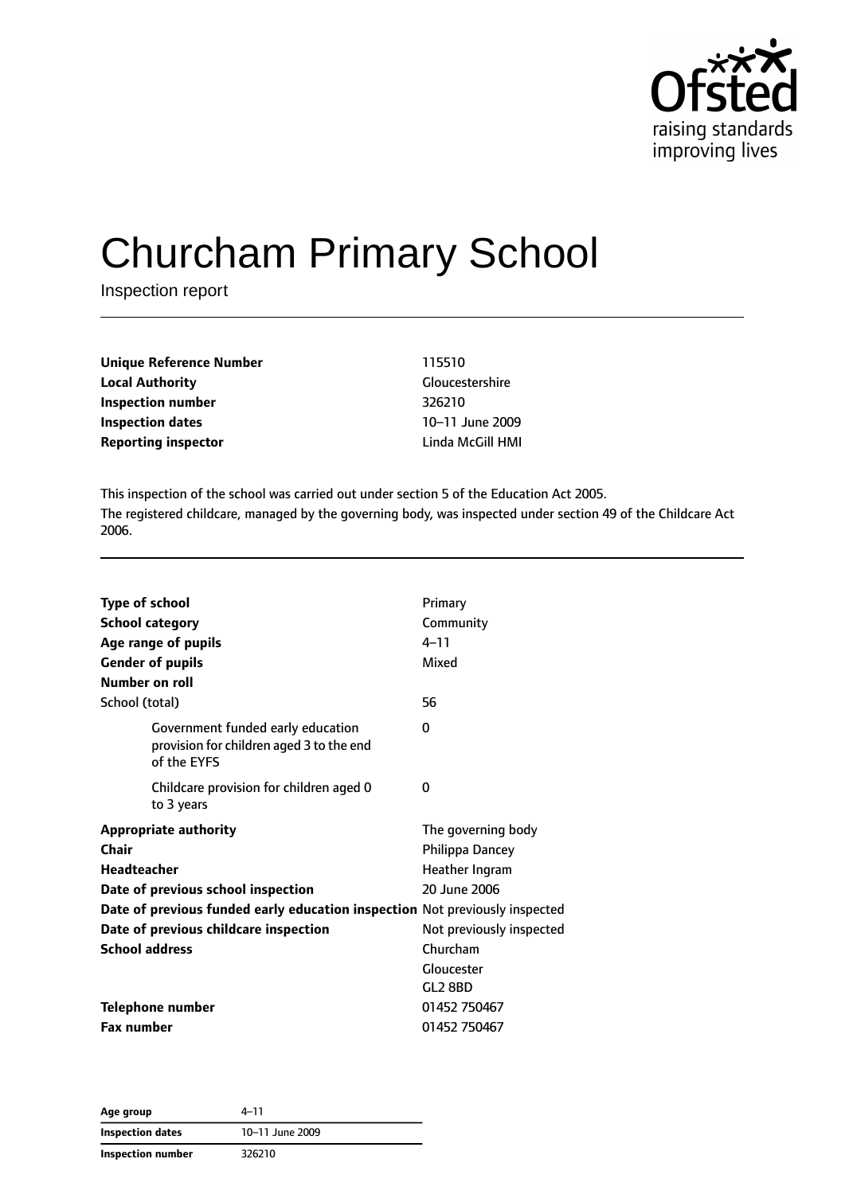# Churcham Primary School

Inspection report

| | |
|---|---|
| **Unique Reference Number** | 115510 |
| **Local Authority** | Gloucestershire |
| **Inspection number** | 326210 |
| **Inspection dates** | 10–11 June 2009 |
| **Reporting inspector** | Linda McGill HMI |

This inspection of the school was carried out under section 5 of the Education Act 2005.

The registered childcare, managed by the governing body, was inspected under section 49 of the Childcare Act 2006.

| | |
|---|---|
| **Type of school** | Primary |
| **School category** | Community |
| **Age range of pupils** | 4–11 |
| **Gender of pupils** | Mixed |
| **Number on roll** | |
| School (total) | 56 |
| Government funded early education provision for children aged 3 to the end of the EYFS | 0 |
| Childcare provision for children aged 0 to 3 years | 0 |
| **Appropriate authority** | The governing body |
| **Chair** | Philippa Dancey |
| **Headteacher** | Heather Ingram |
| **Date of previous school inspection** | 20 June 2006 |
| **Date of previous funded early education inspection** | Not previously inspected |
| **Date of previous childcare inspection** | Not previously inspected |
| **School address** | Churcham<br>Gloucester<br>GL2 8BD |
| **Telephone number** | 01452 750467 |
| **Fax number** | 01452 750467 |

| | |
|---|---|
| **Age group** | 4–11 |
| **Inspection dates** | 10–11 June 2009 |
| **Inspection number** | 326210 |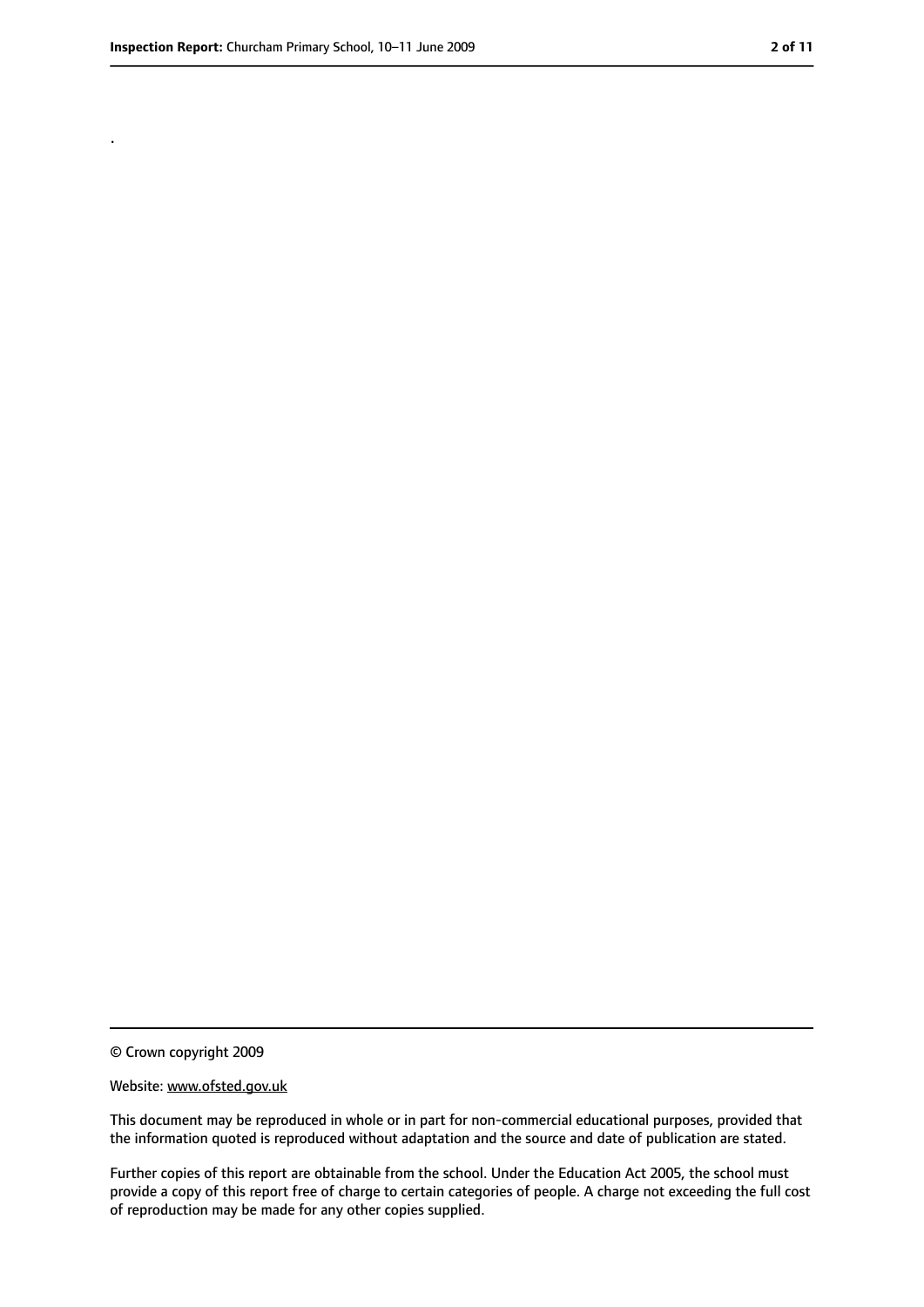.

© Crown copyright 2009

Website: www.ofsted.gov.uk

This document may be reproduced in whole or in part for non-commercial educational purposes, provided that the information quoted is reproduced without adaptation and the source and date of publication are stated.

Further copies of this report are obtainable from the school. Under the Education Act 2005, the school must provide a copy of this report free of charge to certain categories of people. A charge not exceeding the full cost of reproduction may be made for any other copies supplied.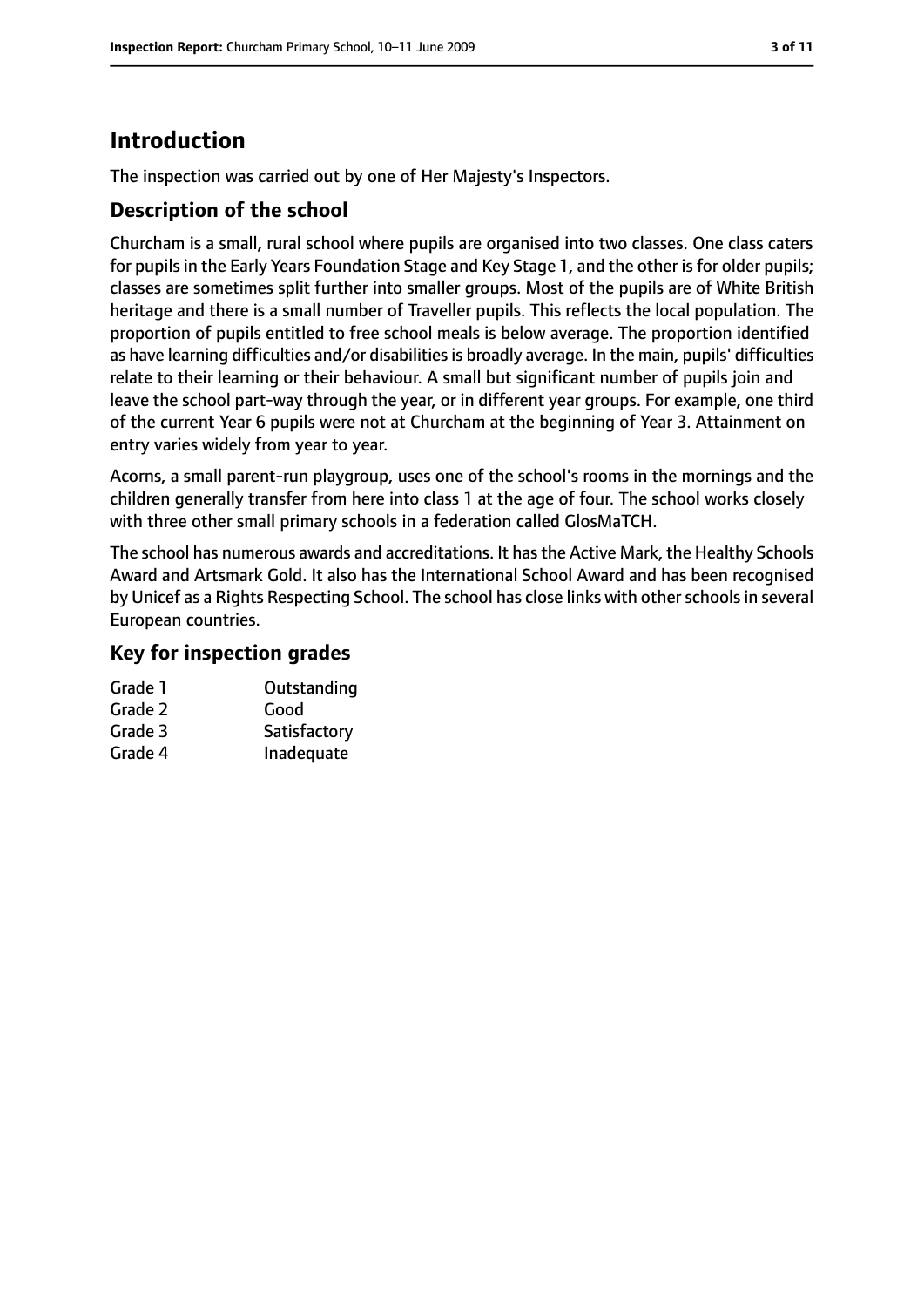## Introduction

The inspection was carried out by one of Her Majesty's Inspectors.

### Description of the school

Churcham is a small, rural school where pupils are organised into two classes. One class caters for pupils in the Early Years Foundation Stage and Key Stage 1, and the other is for older pupils; classes are sometimes split further into smaller groups. Most of the pupils are of White British heritage and there is a small number of Traveller pupils. This reflects the local population. The proportion of pupils entitled to free school meals is below average. The proportion identified as have learning difficulties and/or disabilities is broadly average. In the main, pupils' difficulties relate to their learning or their behaviour. A small but significant number of pupils join and leave the school part-way through the year, or in different year groups. For example, one third of the current Year 6 pupils were not at Churcham at the beginning of Year 3. Attainment on entry varies widely from year to year.

Acorns, a small parent-run playgroup, uses one of the school's rooms in the mornings and the children generally transfer from here into class 1 at the age of four. The school works closely with three other small primary schools in a federation called GlosMaTCH.

The school has numerous awards and accreditations. It has the Active Mark, the Healthy Schools Award and Artsmark Gold. It also has the International School Award and has been recognised by Unicef as a Rights Respecting School. The school has close links with other schools in several European countries.

### Key for inspection grades

| | |
|---|---|
| Grade 1 | Outstanding |
| Grade 2 | Good |
| Grade 3 | Satisfactory |
| Grade 4 | Inadequate |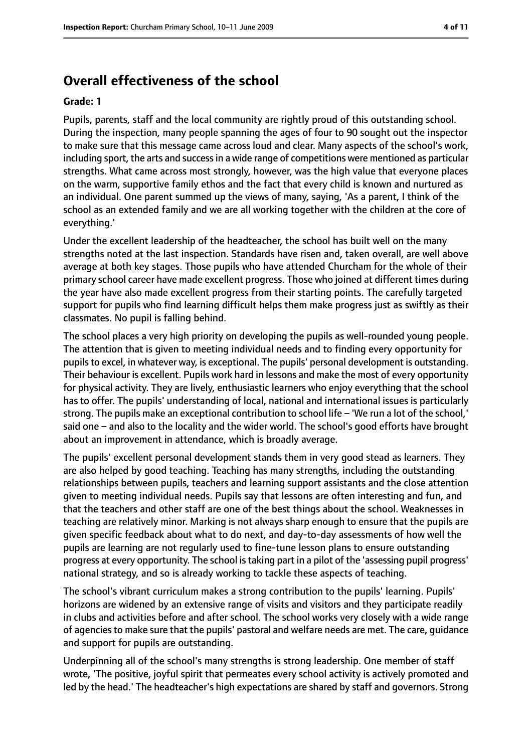## Overall effectiveness of the school

### Grade: 1

Pupils, parents, staff and the local community are rightly proud of this outstanding school. During the inspection, many people spanning the ages of four to 90 sought out the inspector to make sure that this message came across loud and clear. Many aspects of the school's work, including sport, the arts and success in a wide range of competitions were mentioned as particular strengths. What came across most strongly, however, was the high value that everyone places on the warm, supportive family ethos and the fact that every child is known and nurtured as an individual. One parent summed up the views of many, saying, 'As a parent, I think of the school as an extended family and we are all working together with the children at the core of everything.'

Under the excellent leadership of the headteacher, the school has built well on the many strengths noted at the last inspection. Standards have risen and, taken overall, are well above average at both key stages. Those pupils who have attended Churcham for the whole of their primary school career have made excellent progress. Those who joined at different times during the year have also made excellent progress from their starting points. The carefully targeted support for pupils who find learning difficult helps them make progress just as swiftly as their classmates. No pupil is falling behind.

The school places a very high priority on developing the pupils as well-rounded young people. The attention that is given to meeting individual needs and to finding every opportunity for pupils to excel, in whatever way, is exceptional. The pupils' personal development is outstanding. Their behaviour is excellent. Pupils work hard in lessons and make the most of every opportunity for physical activity. They are lively, enthusiastic learners who enjoy everything that the school has to offer. The pupils' understanding of local, national and international issues is particularly strong. The pupils make an exceptional contribution to school life – 'We run a lot of the school,' said one – and also to the locality and the wider world. The school's good efforts have brought about an improvement in attendance, which is broadly average.

The pupils' excellent personal development stands them in very good stead as learners. They are also helped by good teaching. Teaching has many strengths, including the outstanding relationships between pupils, teachers and learning support assistants and the close attention given to meeting individual needs. Pupils say that lessons are often interesting and fun, and that the teachers and other staff are one of the best things about the school. Weaknesses in teaching are relatively minor. Marking is not always sharp enough to ensure that the pupils are given specific feedback about what to do next, and day-to-day assessments of how well the pupils are learning are not regularly used to fine-tune lesson plans to ensure outstanding progress at every opportunity. The school is taking part in a pilot of the 'assessing pupil progress' national strategy, and so is already working to tackle these aspects of teaching.

The school's vibrant curriculum makes a strong contribution to the pupils' learning. Pupils' horizons are widened by an extensive range of visits and visitors and they participate readily in clubs and activities before and after school. The school works very closely with a wide range of agencies to make sure that the pupils' pastoral and welfare needs are met. The care, guidance and support for pupils are outstanding.

Underpinning all of the school's many strengths is strong leadership. One member of staff wrote, 'The positive, joyful spirit that permeates every school activity is actively promoted and led by the head.' The headteacher's high expectations are shared by staff and governors. Strong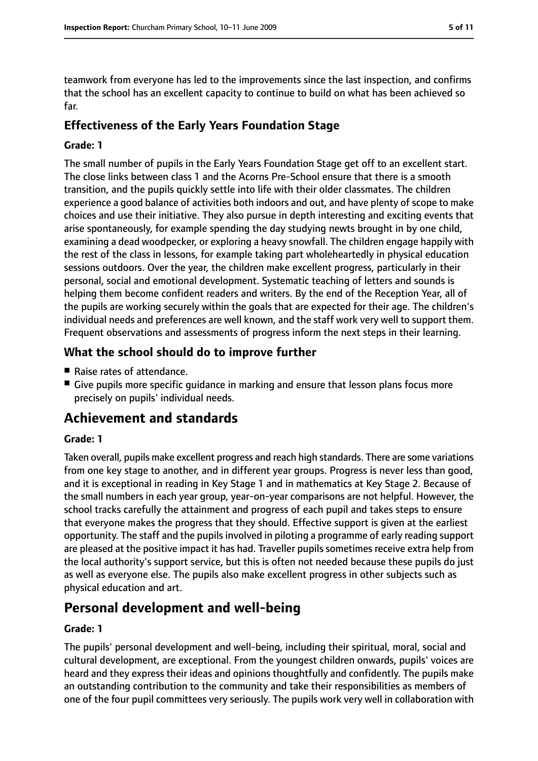teamwork from everyone has led to the improvements since the last inspection, and confirms that the school has an excellent capacity to continue to build on what has been achieved so far.

### Effectiveness of the Early Years Foundation Stage

#### Grade: 1

The small number of pupils in the Early Years Foundation Stage get off to an excellent start. The close links between class 1 and the Acorns Pre-School ensure that there is a smooth transition, and the pupils quickly settle into life with their older classmates. The children experience a good balance of activities both indoors and out, and have plenty of scope to make choices and use their initiative. They also pursue in depth interesting and exciting events that arise spontaneously, for example spending the day studying newts brought in by one child, examining a dead woodpecker, or exploring a heavy snowfall. The children engage happily with the rest of the class in lessons, for example taking part wholeheartedly in physical education sessions outdoors. Over the year, the children make excellent progress, particularly in their personal, social and emotional development. Systematic teaching of letters and sounds is helping them become confident readers and writers. By the end of the Reception Year, all of the pupils are working securely within the goals that are expected for their age. The children's individual needs and preferences are well known, and the staff work very well to support them. Frequent observations and assessments of progress inform the next steps in their learning.

### What the school should do to improve further

- Raise rates of attendance.
- Give pupils more specific guidance in marking and ensure that lesson plans focus more precisely on pupils' individual needs.

## Achievement and standards

#### Grade: 1

Taken overall, pupils make excellent progress and reach high standards. There are some variations from one key stage to another, and in different year groups. Progress is never less than good, and it is exceptional in reading in Key Stage 1 and in mathematics at Key Stage 2. Because of the small numbers in each year group, year-on-year comparisons are not helpful. However, the school tracks carefully the attainment and progress of each pupil and takes steps to ensure that everyone makes the progress that they should. Effective support is given at the earliest opportunity. The staff and the pupils involved in piloting a programme of early reading support are pleased at the positive impact it has had. Traveller pupils sometimes receive extra help from the local authority's support service, but this is often not needed because these pupils do just as well as everyone else. The pupils also make excellent progress in other subjects such as physical education and art.

## Personal development and well-being

#### Grade: 1

The pupils' personal development and well-being, including their spiritual, moral, social and cultural development, are exceptional. From the youngest children onwards, pupils' voices are heard and they express their ideas and opinions thoughtfully and confidently. The pupils make an outstanding contribution to the community and take their responsibilities as members of one of the four pupil committees very seriously. The pupils work very well in collaboration with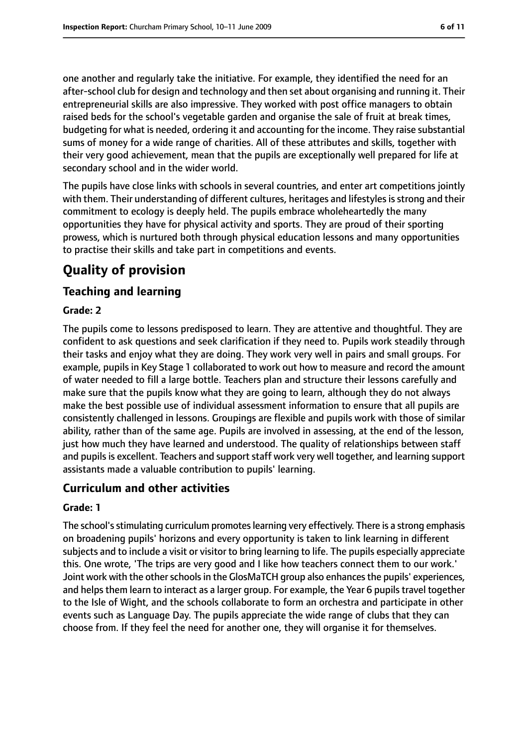one another and regularly take the initiative. For example, they identified the need for an after-school club for design and technology and then set about organising and running it. Their entrepreneurial skills are also impressive. They worked with post office managers to obtain raised beds for the school's vegetable garden and organise the sale of fruit at break times, budgeting for what is needed, ordering it and accounting for the income. They raise substantial sums of money for a wide range of charities. All of these attributes and skills, together with their very good achievement, mean that the pupils are exceptionally well prepared for life at secondary school and in the wider world.

The pupils have close links with schools in several countries, and enter art competitions jointly with them. Their understanding of different cultures, heritages and lifestyles is strong and their commitment to ecology is deeply held. The pupils embrace wholeheartedly the many opportunities they have for physical activity and sports. They are proud of their sporting prowess, which is nurtured both through physical education lessons and many opportunities to practise their skills and take part in competitions and events.

# Quality of provision

## Teaching and learning

### Grade: 2

The pupils come to lessons predisposed to learn. They are attentive and thoughtful. They are confident to ask questions and seek clarification if they need to. Pupils work steadily through their tasks and enjoy what they are doing. They work very well in pairs and small groups. For example, pupils in Key Stage 1 collaborated to work out how to measure and record the amount of water needed to fill a large bottle. Teachers plan and structure their lessons carefully and make sure that the pupils know what they are going to learn, although they do not always make the best possible use of individual assessment information to ensure that all pupils are consistently challenged in lessons. Groupings are flexible and pupils work with those of similar ability, rather than of the same age. Pupils are involved in assessing, at the end of the lesson, just how much they have learned and understood. The quality of relationships between staff and pupils is excellent. Teachers and support staff work very well together, and learning support assistants made a valuable contribution to pupils' learning.

## Curriculum and other activities

### Grade: 1

The school's stimulating curriculum promotes learning very effectively. There is a strong emphasis on broadening pupils' horizons and every opportunity is taken to link learning in different subjects and to include a visit or visitor to bring learning to life. The pupils especially appreciate this. One wrote, 'The trips are very good and I like how teachers connect them to our work.' Joint work with the other schools in the GlosMaTCH group also enhances the pupils' experiences, and helps them learn to interact as a larger group. For example, the Year 6 pupils travel together to the Isle of Wight, and the schools collaborate to form an orchestra and participate in other events such as Language Day. The pupils appreciate the wide range of clubs that they can choose from. If they feel the need for another one, they will organise it for themselves.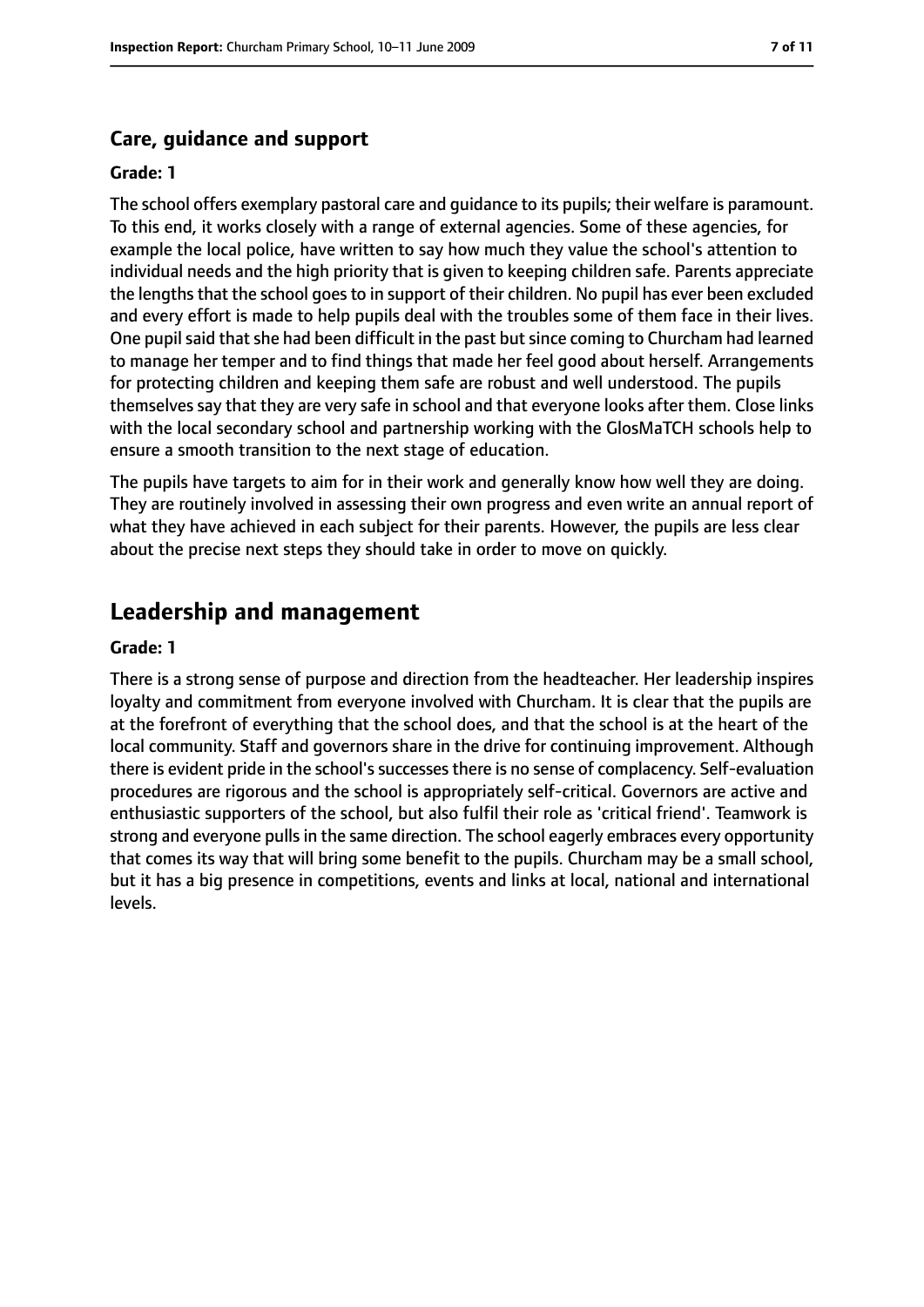### Care, guidance and support

**Grade: 1**

The school offers exemplary pastoral care and guidance to its pupils; their welfare is paramount. To this end, it works closely with a range of external agencies. Some of these agencies, for example the local police, have written to say how much they value the school's attention to individual needs and the high priority that is given to keeping children safe. Parents appreciate the lengths that the school goes to in support of their children. No pupil has ever been excluded and every effort is made to help pupils deal with the troubles some of them face in their lives. One pupil said that she had been difficult in the past but since coming to Churcham had learned to manage her temper and to find things that made her feel good about herself. Arrangements for protecting children and keeping them safe are robust and well understood. The pupils themselves say that they are very safe in school and that everyone looks after them. Close links with the local secondary school and partnership working with the GlosMaTCH schools help to ensure a smooth transition to the next stage of education.

The pupils have targets to aim for in their work and generally know how well they are doing. They are routinely involved in assessing their own progress and even write an annual report of what they have achieved in each subject for their parents. However, the pupils are less clear about the precise next steps they should take in order to move on quickly.

## Leadership and management

**Grade: 1**

There is a strong sense of purpose and direction from the headteacher. Her leadership inspires loyalty and commitment from everyone involved with Churcham. It is clear that the pupils are at the forefront of everything that the school does, and that the school is at the heart of the local community. Staff and governors share in the drive for continuing improvement. Although there is evident pride in the school's successes there is no sense of complacency. Self-evaluation procedures are rigorous and the school is appropriately self-critical. Governors are active and enthusiastic supporters of the school, but also fulfil their role as 'critical friend'. Teamwork is strong and everyone pulls in the same direction. The school eagerly embraces every opportunity that comes its way that will bring some benefit to the pupils. Churcham may be a small school, but it has a big presence in competitions, events and links at local, national and international levels.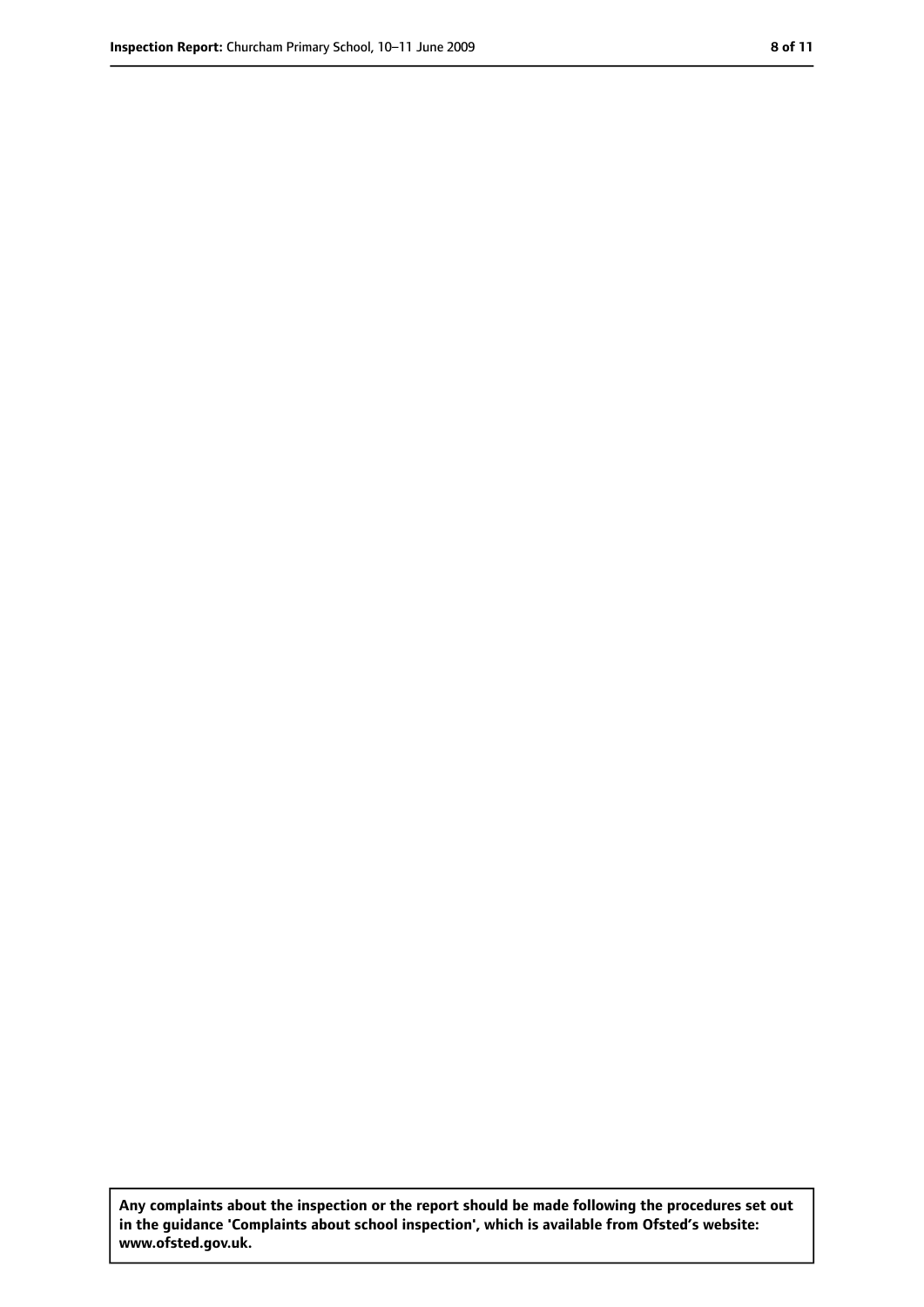**Any complaints about the inspection or the report should be made following the procedures set out in the guidance 'Complaints about school inspection', which is available from Ofsted's website: www.ofsted.gov.uk.**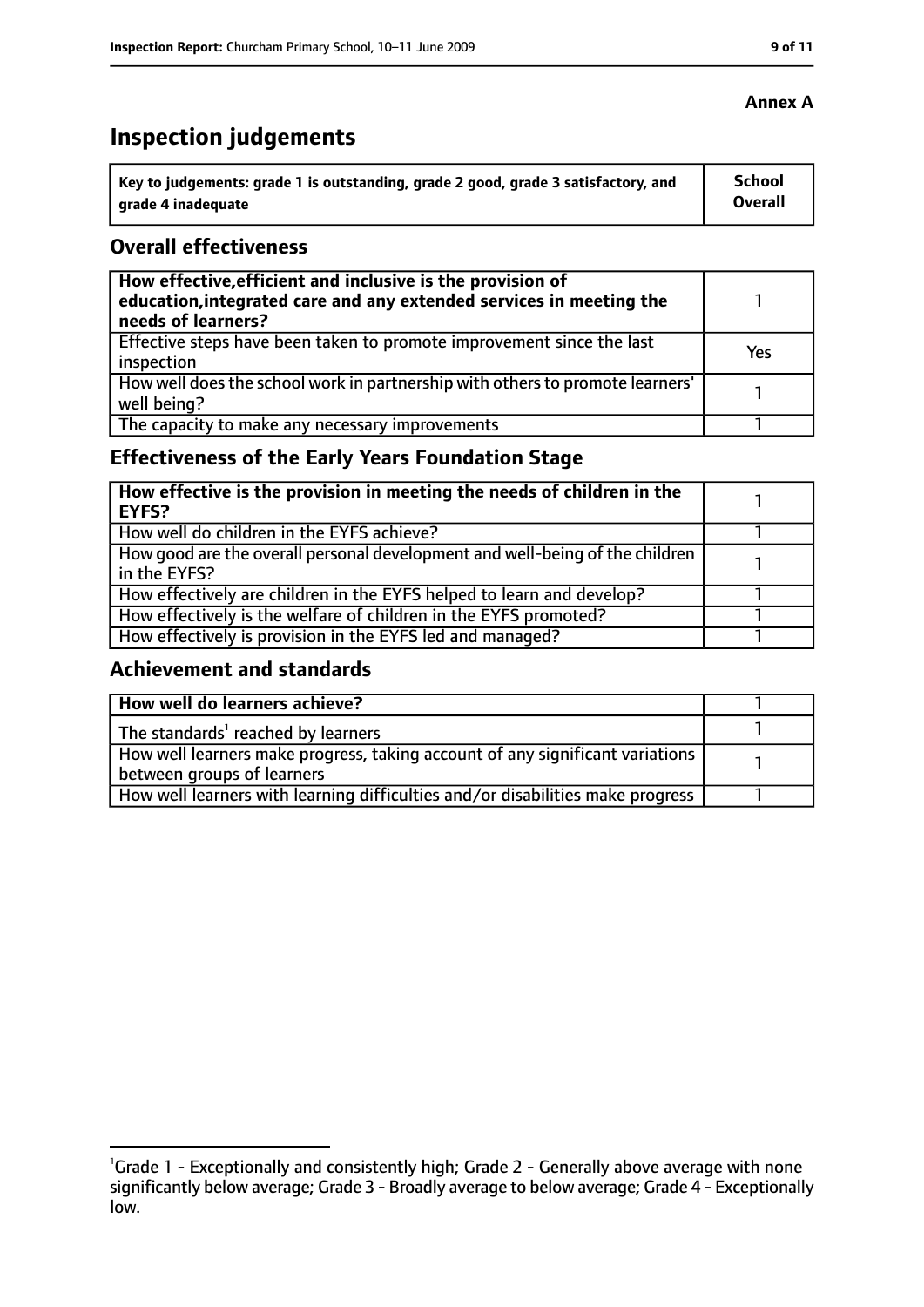**Annex A**

# Inspection judgements

| Key to judgements: grade 1 is outstanding, grade 2 good, grade 3 satisfactory, and grade 4 inadequate | School Overall |
|---|---|

## Overall effectiveness

| | |
|---|---|
| **How effective, efficient and inclusive is the provision of education, integrated care and any extended services in meeting the needs of learners?** | 1 |
| Effective steps have been taken to promote improvement since the last inspection | Yes |
| How well does the school work in partnership with others to promote learners' well being? | 1 |
| The capacity to make any necessary improvements | 1 |

## Effectiveness of the Early Years Foundation Stage

| | |
|---|---|
| **How effective is the provision in meeting the needs of children in the EYFS?** | 1 |
| How well do children in the EYFS achieve? | 1 |
| How good are the overall personal development and well-being of the children in the EYFS? | 1 |
| How effectively are children in the EYFS helped to learn and develop? | 1 |
| How effectively is the welfare of children in the EYFS promoted? | 1 |
| How effectively is provision in the EYFS led and managed? | 1 |

## Achievement and standards

| | |
|---|---|
| **How well do learners achieve?** | 1 |
| The standards[1] reached by learners | 1 |
| How well learners make progress, taking account of any significant variations between groups of learners | 1 |
| How well learners with learning difficulties and/or disabilities make progress | 1 |

[1]Grade 1 - Exceptionally and consistently high; Grade 2 - Generally above average with none significantly below average; Grade 3 - Broadly average to below average; Grade 4 - Exceptionally low.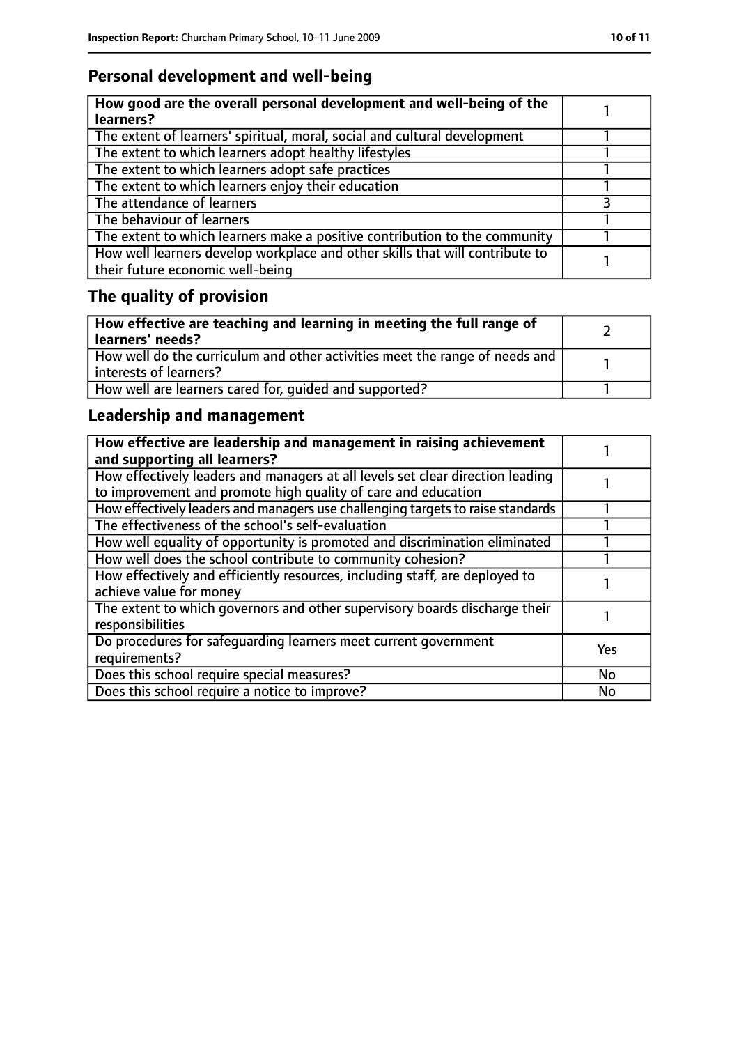## Personal development and well-being

| **How good are the overall personal development and well-being of the learners?** | 1 |
|---|---|
| The extent of learners' spiritual, moral, social and cultural development | 1 |
| The extent to which learners adopt healthy lifestyles | 1 |
| The extent to which learners adopt safe practices | 1 |
| The extent to which learners enjoy their education | 1 |
| The attendance of learners | 3 |
| The behaviour of learners | 1 |
| The extent to which learners make a positive contribution to the community | 1 |
| How well learners develop workplace and other skills that will contribute to their future economic well-being | 1 |

## The quality of provision

| **How effective are teaching and learning in meeting the full range of learners' needs?** | 2 |
|---|---|
| How well do the curriculum and other activities meet the range of needs and interests of learners? | 1 |
| How well are learners cared for, guided and supported? | 1 |

## Leadership and management

| **How effective are leadership and management in raising achievement and supporting all learners?** | 1 |
|---|---|
| How effectively leaders and managers at all levels set clear direction leading to improvement and promote high quality of care and education | 1 |
| How effectively leaders and managers use challenging targets to raise standards | 1 |
| The effectiveness of the school's self-evaluation | 1 |
| How well equality of opportunity is promoted and discrimination eliminated | 1 |
| How well does the school contribute to community cohesion? | 1 |
| How effectively and efficiently resources, including staff, are deployed to achieve value for money | 1 |
| The extent to which governors and other supervisory boards discharge their responsibilities | 1 |
| Do procedures for safeguarding learners meet current government requirements? | Yes |
| Does this school require special measures? | No |
| Does this school require a notice to improve? | No |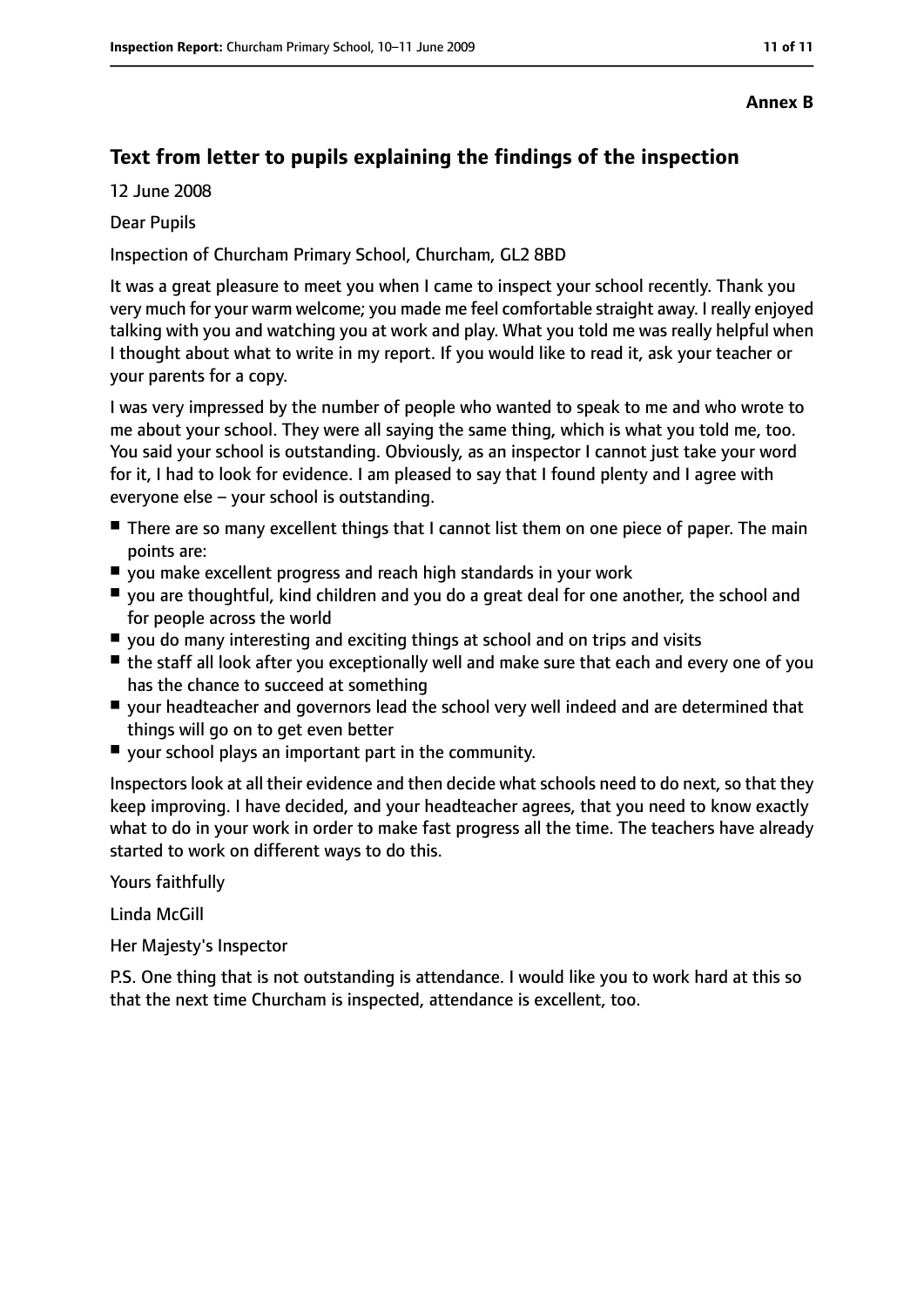**Annex B**

## Text from letter to pupils explaining the findings of the inspection

12 June 2008

Dear Pupils

Inspection of Churcham Primary School, Churcham, GL2 8BD

It was a great pleasure to meet you when I came to inspect your school recently. Thank you very much for your warm welcome; you made me feel comfortable straight away. I really enjoyed talking with you and watching you at work and play. What you told me was really helpful when I thought about what to write in my report. If you would like to read it, ask your teacher or your parents for a copy.

I was very impressed by the number of people who wanted to speak to me and who wrote to me about your school. They were all saying the same thing, which is what you told me, too. You said your school is outstanding. Obviously, as an inspector I cannot just take your word for it, I had to look for evidence. I am pleased to say that I found plenty and I agree with everyone else – your school is outstanding.

- There are so many excellent things that I cannot list them on one piece of paper. The main points are:
- you make excellent progress and reach high standards in your work
- you are thoughtful, kind children and you do a great deal for one another, the school and for people across the world
- you do many interesting and exciting things at school and on trips and visits
- the staff all look after you exceptionally well and make sure that each and every one of you has the chance to succeed at something
- your headteacher and governors lead the school very well indeed and are determined that things will go on to get even better
- your school plays an important part in the community.

Inspectors look at all their evidence and then decide what schools need to do next, so that they keep improving. I have decided, and your headteacher agrees, that you need to know exactly what to do in your work in order to make fast progress all the time. The teachers have already started to work on different ways to do this.

Yours faithfully

Linda McGill

Her Majesty's Inspector

P.S. One thing that is not outstanding is attendance. I would like you to work hard at this so that the next time Churcham is inspected, attendance is excellent, too.